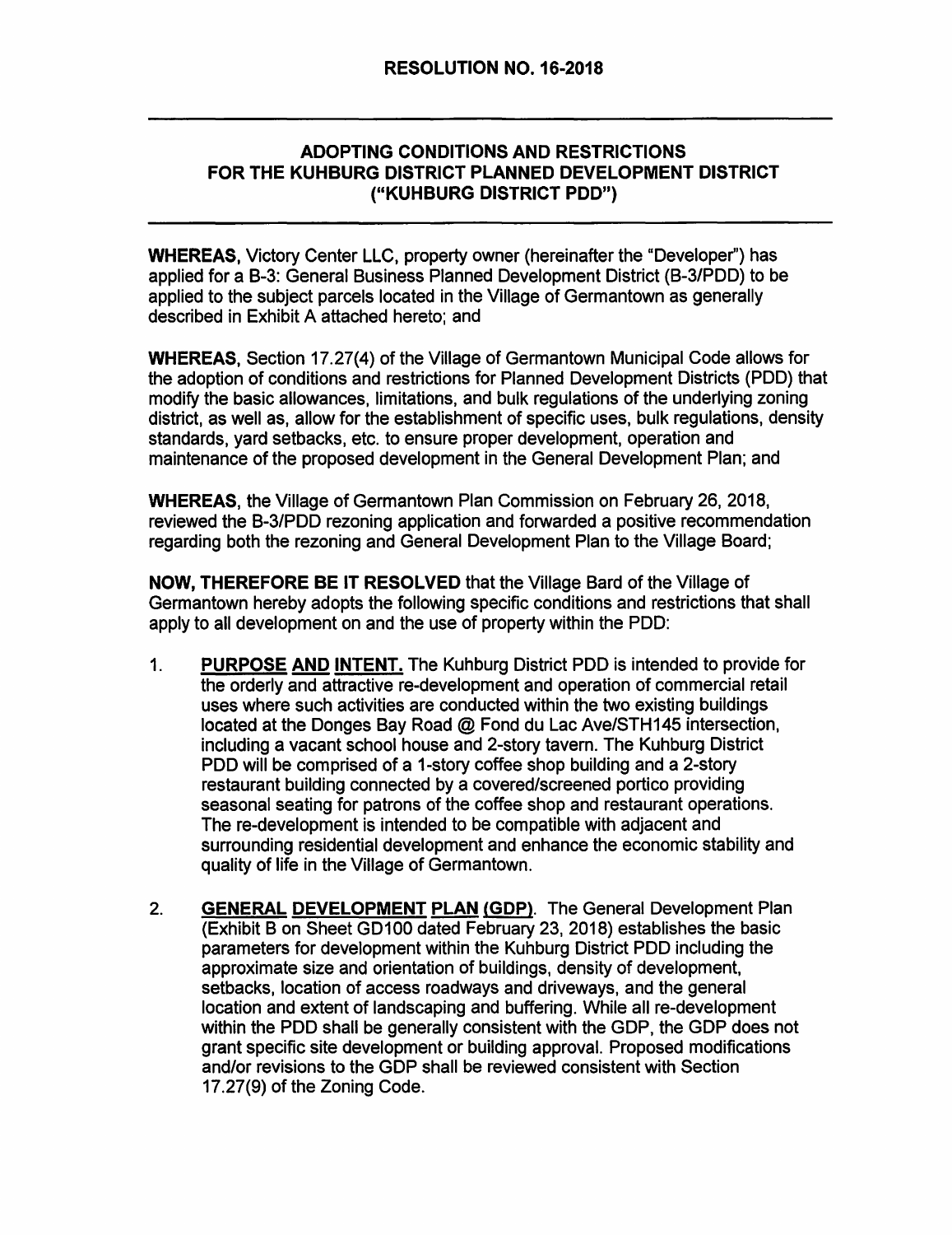# RESOLUTION NO. 16-2018

---

## ADOPTING CONDITIONS AND RESTRICTIONS FOR THE KUHBURG DISTRICT PLANNED DEVELOPMENT DISTRICT ("KUHBURG DISTRICT PDD")

---

**WHEREAS,** Victory Center LLC, property owner (hereinafter the "Developer") has applied for a B-3: General Business Planned Development District (B-3/PDD) to be applied to the subject parcels located in the Village of Germantown as generally described in Exhibit A attached hereto; and

**WHEREAS,** Section 17.27(4) of the Village of Germantown Municipal Code allows for the adoption of conditions and restrictions for Planned Development Districts (PDD) that modify the basic allowances, limitations, and bulk regulations of the underlying zoning district, as well as, allow for the establishment of specific uses, bulk regulations, density standards, yard setbacks, etc. to ensure proper development, operation and maintenance of the proposed development in the General Development Plan; and

**WHEREAS,** the Village of Germantown Plan Commission on February 26, 2018, reviewed the B-3/PDD rezoning application and forwarded a positive recommendation regarding both the rezoning and General Development Plan to the Village Board;

**NOW, THEREFORE BE IT RESOLVED** that the Village Bard of the Village of Germantown hereby adopts the following specific conditions and restrictions that shall apply to all development on and the use of property within the PDD:

1. **PURPOSE AND INTENT.** The Kuhburg District PDD is intended to provide for the orderly and attractive re-development and operation of commercial retail uses where such activities are conducted within the two existing buildings located at the Donges Bay Road @ Fond du Lac Ave/STH145 intersection, including a vacant school house and 2-story tavern. The Kuhburg District PDD will be comprised of a 1-story coffee shop building and a 2-story restaurant building connected by a covered/screened portico providing seasonal seating for patrons of the coffee shop and restaurant operations. The re-development is intended to be compatible with adjacent and surrounding residential development and enhance the economic stability and quality of life in the Village of Germantown.

2. **GENERAL DEVELOPMENT PLAN (GDP).** The General Development Plan (Exhibit B on Sheet GD100 dated February 23, 2018) establishes the basic parameters for development within the Kuhburg District PDD including the approximate size and orientation of buildings, density of development, setbacks, location of access roadways and driveways, and the general location and extent of landscaping and buffering. While all re-development within the PDD shall be generally consistent with the GDP, the GDP does not grant specific site development or building approval. Proposed modifications and/or revisions to the GDP shall be reviewed consistent with Section 17.27(9) of the Zoning Code.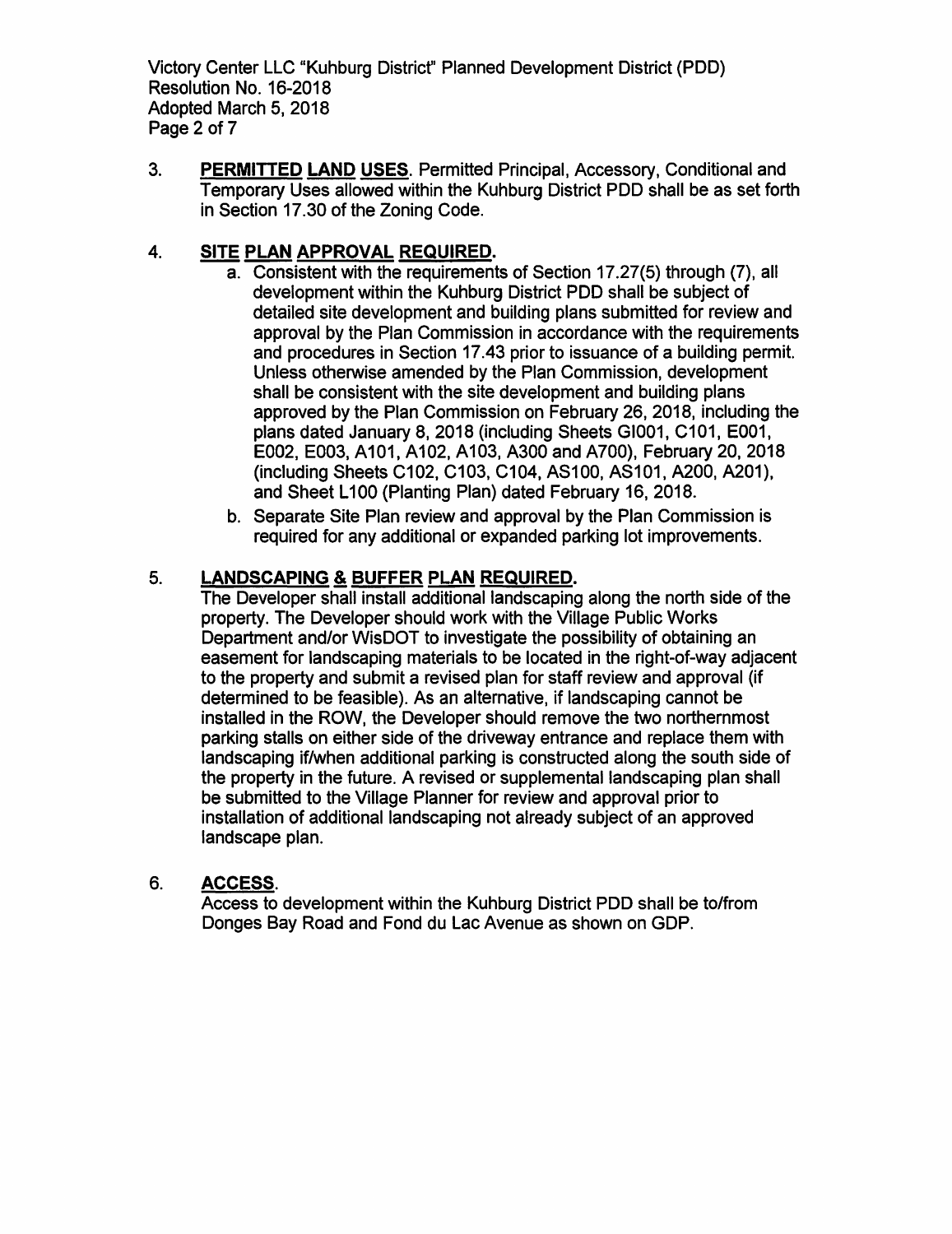3. **PERMITTED LAND USES**. Permitted Principal, Accessory, Conditional and Temporary Uses allowed within the Kuhburg District PDD shall be as set forth in Section 17.30 of the Zoning Code.

4. **SITE PLAN APPROVAL REQUIRED.**
   a. Consistent with the requirements of Section 17.27(5) through (7), all development within the Kuhburg District PDD shall be subject of detailed site development and building plans submitted for review and approval by the Plan Commission in accordance with the requirements and procedures in Section 17.43 prior to issuance of a building permit. Unless otherwise amended by the Plan Commission, development shall be consistent with the site development and building plans approved by the Plan Commission on February 26, 2018, including the plans dated January 8, 2018 (including Sheets GI001, C101, E001, E002, E003, A101, A102, A103, A300 and A700), February 20, 2018 (including Sheets C102, C103, C104, AS100, AS101, A200, A201), and Sheet L100 (Planting Plan) dated February 16, 2018.
   b. Separate Site Plan review and approval by the Plan Commission is required for any additional or expanded parking lot improvements.

5. **LANDSCAPING & BUFFER PLAN REQUIRED.**
   The Developer shall install additional landscaping along the north side of the property. The Developer should work with the Village Public Works Department and/or WisDOT to investigate the possibility of obtaining an easement for landscaping materials to be located in the right-of-way adjacent to the property and submit a revised plan for staff review and approval (if determined to be feasible). As an alternative, if landscaping cannot be installed in the ROW, the Developer should remove the two northernmost parking stalls on either side of the driveway entrance and replace them with landscaping if/when additional parking is constructed along the south side of the property in the future. A revised or supplemental landscaping plan shall be submitted to the Village Planner for review and approval prior to installation of additional landscaping not already subject of an approved landscape plan.

6. **ACCESS**.
   Access to development within the Kuhburg District PDD shall be to/from Donges Bay Road and Fond du Lac Avenue as shown on GDP.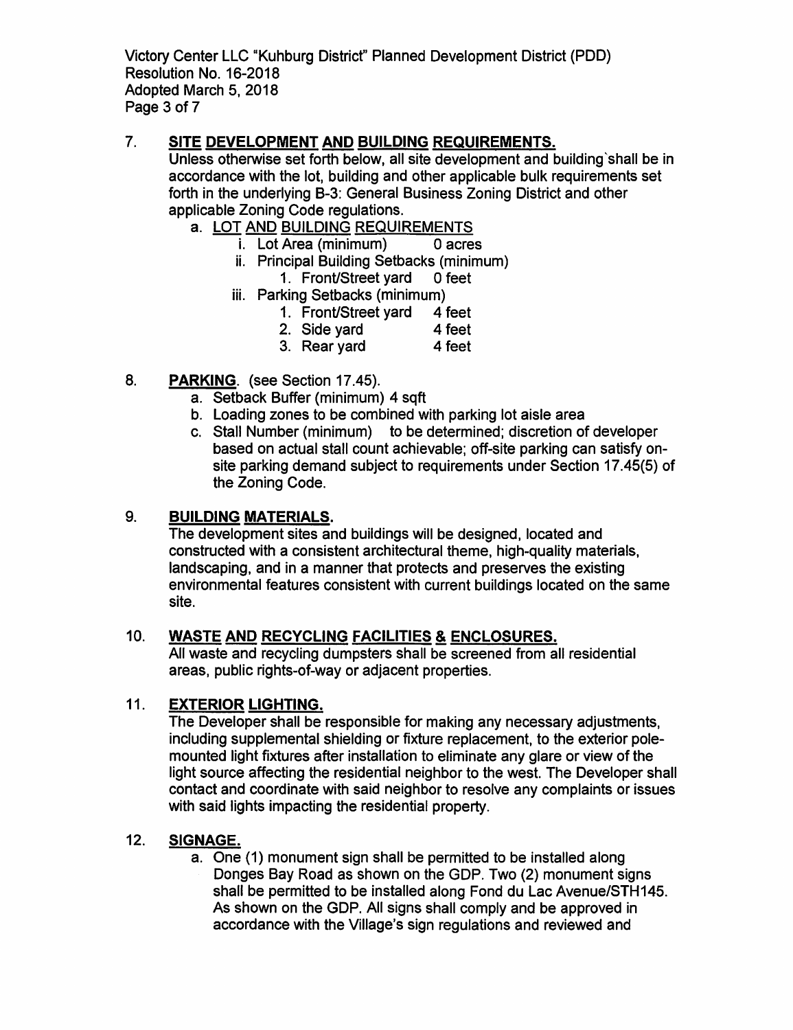7. **SITE DEVELOPMENT AND BUILDING REQUIREMENTS.**
   Unless otherwise set forth below, all site development and building`shall be in accordance with the lot, building and other applicable bulk requirements set forth in the underlying B-3: General Business Zoning District and other applicable Zoning Code regulations.
   a. LOT AND BUILDING REQUIREMENTS
      i. Lot Area (minimum) 0 acres
      ii. Principal Building Setbacks (minimum)
         1. Front/Street yard 0 feet
      iii. Parking Setbacks (minimum)
         1. Front/Street yard 4 feet
         2. Side yard 4 feet
         3. Rear yard 4 feet

8. **PARKING**. (see Section 17.45).
   a. Setback Buffer (minimum) 4 sqft
   b. Loading zones to be combined with parking lot aisle area
   c. Stall Number (minimum) to be determined; discretion of developer based on actual stall count achievable; off-site parking can satisfy on-site parking demand subject to requirements under Section 17.45(5) of the Zoning Code.

9. **BUILDING MATERIALS.**
   The development sites and buildings will be designed, located and constructed with a consistent architectural theme, high-quality materials, landscaping, and in a manner that protects and preserves the existing environmental features consistent with current buildings located on the same site.

10. **WASTE AND RECYCLING FACILITIES & ENCLOSURES.**
    All waste and recycling dumpsters shall be screened from all residential areas, public rights-of-way or adjacent properties.

11. **EXTERIOR LIGHTING.**
    The Developer shall be responsible for making any necessary adjustments, including supplemental shielding or fixture replacement, to the exterior pole-mounted light fixtures after installation to eliminate any glare or view of the light source affecting the residential neighbor to the west. The Developer shall contact and coordinate with said neighbor to resolve any complaints or issues with said lights impacting the residential property.

12. **SIGNAGE.**
    a. One (1) monument sign shall be permitted to be installed along Donges Bay Road as shown on the GDP. Two (2) monument signs shall be permitted to be installed along Fond du Lac Avenue/STH145. As shown on the GDP. All signs shall comply and be approved in accordance with the Village's sign regulations and reviewed and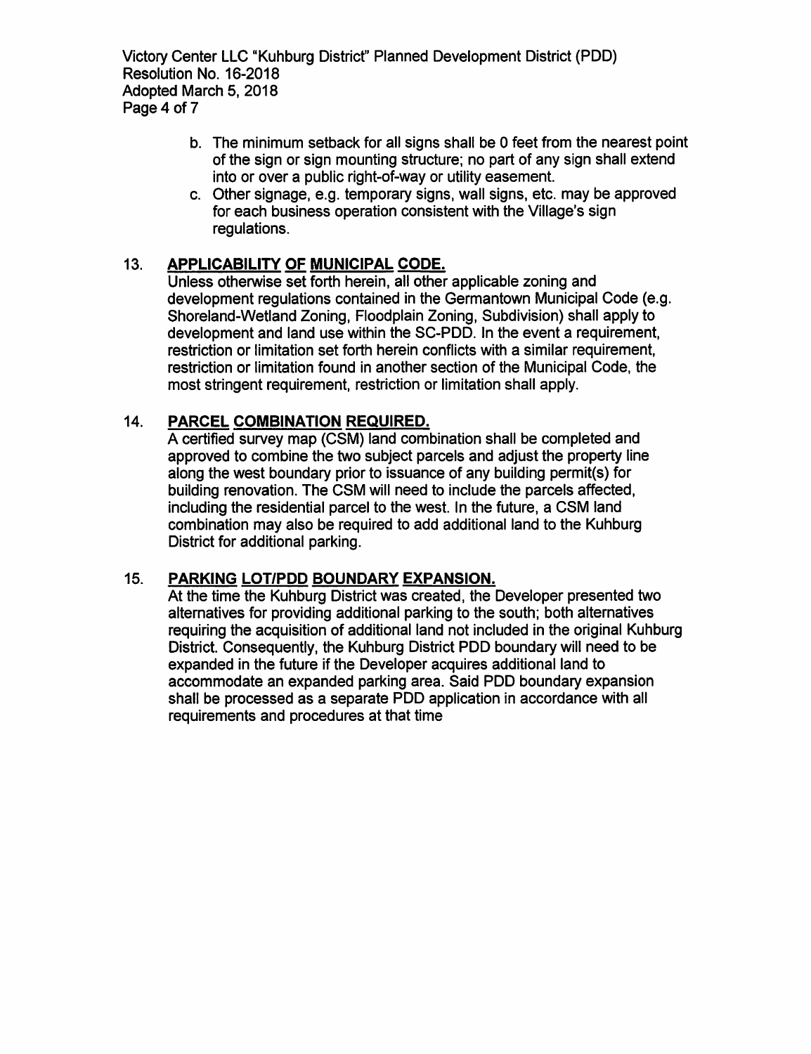b. The minimum setback for all signs shall be 0 feet from the nearest point of the sign or sign mounting structure; no part of any sign shall extend into or over a public right-of-way or utility easement.

c. Other signage, e.g. temporary signs, wall signs, etc. may be approved for each business operation consistent with the Village's sign regulations.

13. **APPLICABILITY OF MUNICIPAL CODE.**

Unless otherwise set forth herein, all other applicable zoning and development regulations contained in the Germantown Municipal Code (e.g. Shoreland-Wetland Zoning, Floodplain Zoning, Subdivision) shall apply to development and land use within the SC-PDD. In the event a requirement, restriction or limitation set forth herein conflicts with a similar requirement, restriction or limitation found in another section of the Municipal Code, the most stringent requirement, restriction or limitation shall apply.

14. **PARCEL COMBINATION REQUIRED.**

A certified survey map (CSM) land combination shall be completed and approved to combine the two subject parcels and adjust the property line along the west boundary prior to issuance of any building permit(s) for building renovation. The CSM will need to include the parcels affected, including the residential parcel to the west. In the future, a CSM land combination may also be required to add additional land to the Kuhburg District for additional parking.

15. **PARKING LOT/PDD BOUNDARY EXPANSION.**

At the time the Kuhburg District was created, the Developer presented two alternatives for providing additional parking to the south; both alternatives requiring the acquisition of additional land not included in the original Kuhburg District. Consequently, the Kuhburg District PDD boundary will need to be expanded in the future if the Developer acquires additional land to accommodate an expanded parking area. Said PDD boundary expansion shall be processed as a separate PDD application in accordance with all requirements and procedures at that time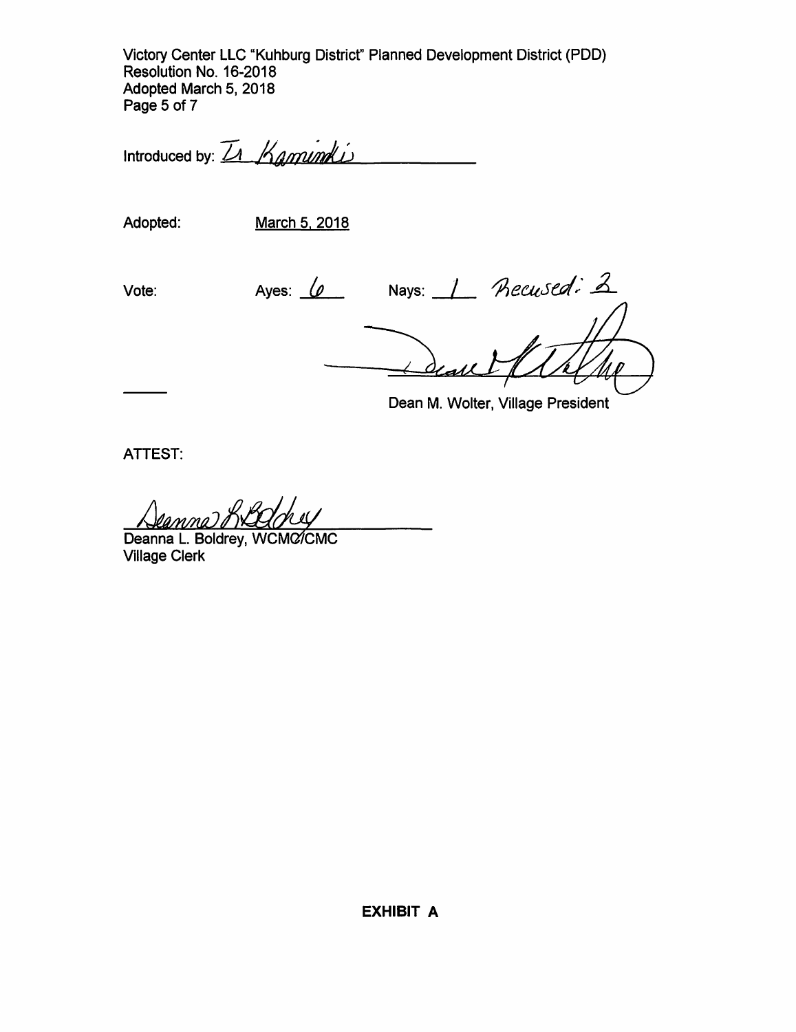Introduced by: Tr Kaminski

Adopted: March 5, 2018

Vote: Ayes: 6 Nays: 1 Recused: 2

Dean M. Wolter, Village President

ATTEST:

Deanna L. Boldrey, WCMC/CMC
Village Clerk

**EXHIBIT A**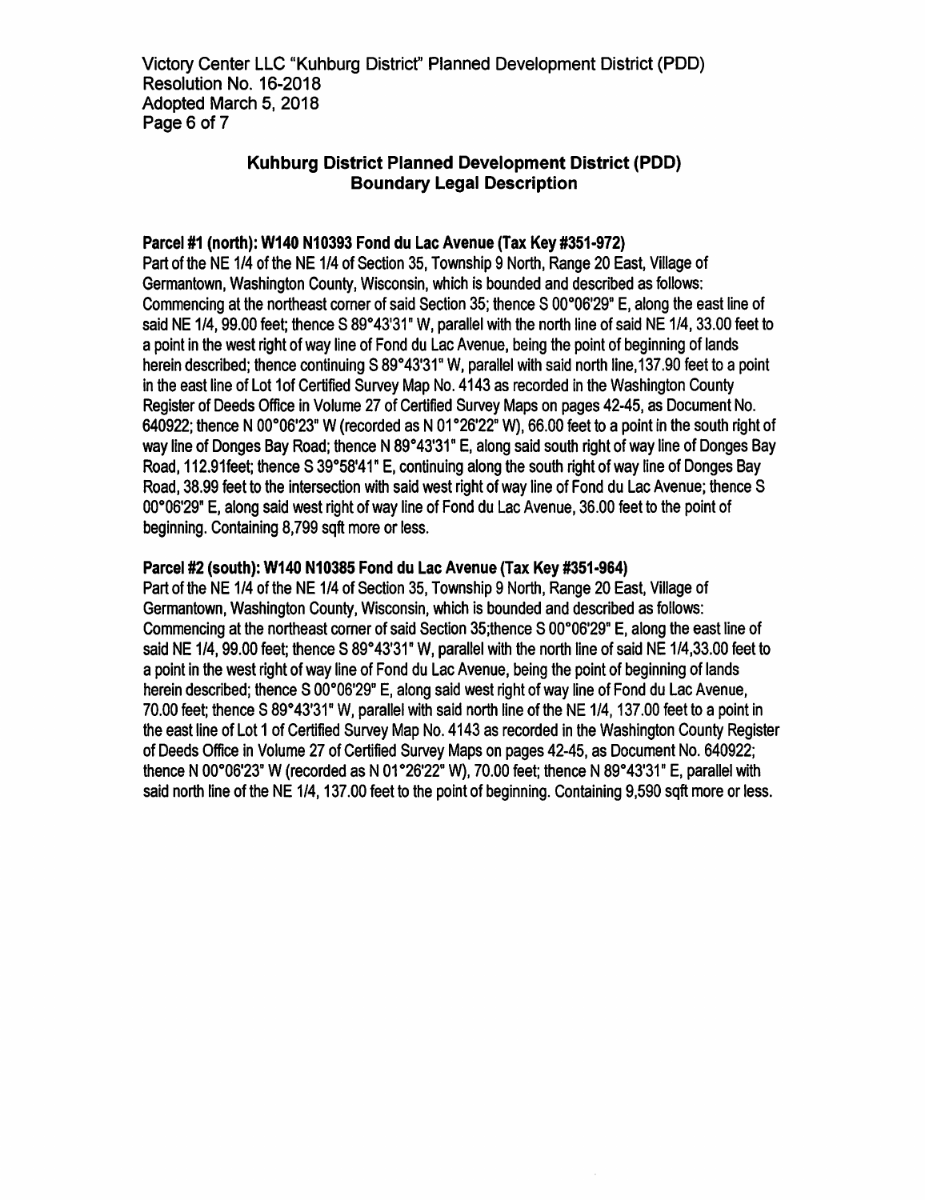## Kuhburg District Planned Development District (PDD)
## Boundary Legal Description

**Parcel #1 (north): W140 N10393 Fond du Lac Avenue (Tax Key #351-972)**

Part of the NE 1/4 of the NE 1/4 of Section 35, Township 9 North, Range 20 East, Village of Germantown, Washington County, Wisconsin, which is bounded and described as follows: Commencing at the northeast corner of said Section 35; thence S 00°06'29" E, along the east line of said NE 1/4, 99.00 feet; thence S 89°43'31" W, parallel with the north line of said NE 1/4, 33.00 feet to a point in the west right of way line of Fond du Lac Avenue, being the point of beginning of lands herein described; thence continuing S 89°43'31" W, parallel with said north line,137.90 feet to a point in the east line of Lot 1of Certified Survey Map No. 4143 as recorded in the Washington County Register of Deeds Office in Volume 27 of Certified Survey Maps on pages 42-45, as Document No. 640922; thence N 00°06'23" W (recorded as N 01°26'22" W), 66.00 feet to a point in the south right of way line of Donges Bay Road; thence N 89°43'31" E, along said south right of way line of Donges Bay Road, 112.91feet; thence S 39°58'41" E, continuing along the south right of way line of Donges Bay Road, 38.99 feet to the intersection with said west right of way line of Fond du Lac Avenue; thence S 00°06'29" E, along said west right of way line of Fond du Lac Avenue, 36.00 feet to the point of beginning. Containing 8,799 sqft more or less.

**Parcel #2 (south): W140 N10385 Fond du Lac Avenue (Tax Key #351-964)**

Part of the NE 1/4 of the NE 1/4 of Section 35, Township 9 North, Range 20 East, Village of Germantown, Washington County, Wisconsin, which is bounded and described as follows: Commencing at the northeast corner of said Section 35;thence S 00°06'29" E, along the east line of said NE 1/4, 99.00 feet; thence S 89°43'31" W, parallel with the north line of said NE 1/4,33.00 feet to a point in the west right of way line of Fond du Lac Avenue, being the point of beginning of lands herein described; thence S 00°06'29" E, along said west right of way line of Fond du Lac Avenue, 70.00 feet; thence S 89°43'31" W, parallel with said north line of the NE 1/4, 137.00 feet to a point in the east line of Lot 1 of Certified Survey Map No. 4143 as recorded in the Washington County Register of Deeds Office in Volume 27 of Certified Survey Maps on pages 42-45, as Document No. 640922; thence N 00°06'23" W (recorded as N 01°26'22" W), 70.00 feet; thence N 89°43'31" E, parallel with said north line of the NE 1/4, 137.00 feet to the point of beginning. Containing 9,590 sqft more or less.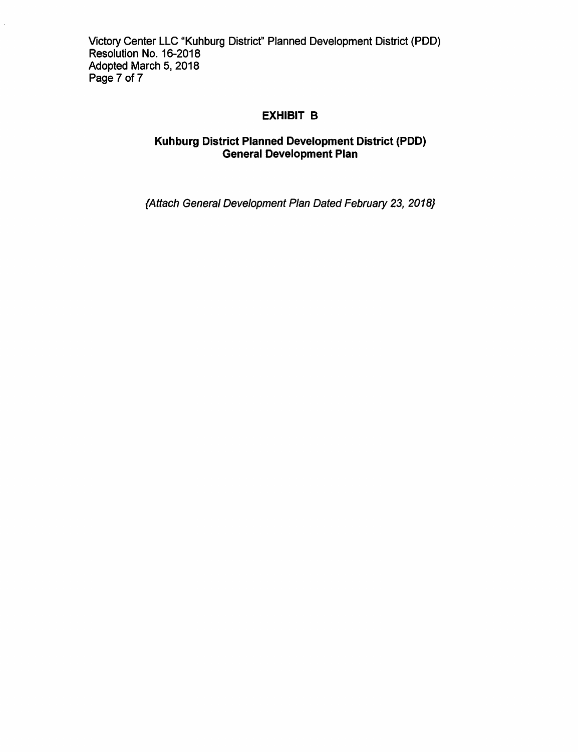## EXHIBIT B

### Kuhburg District Planned Development District (PDD)
### General Development Plan

*{Attach General Development Plan Dated February 23, 2018}*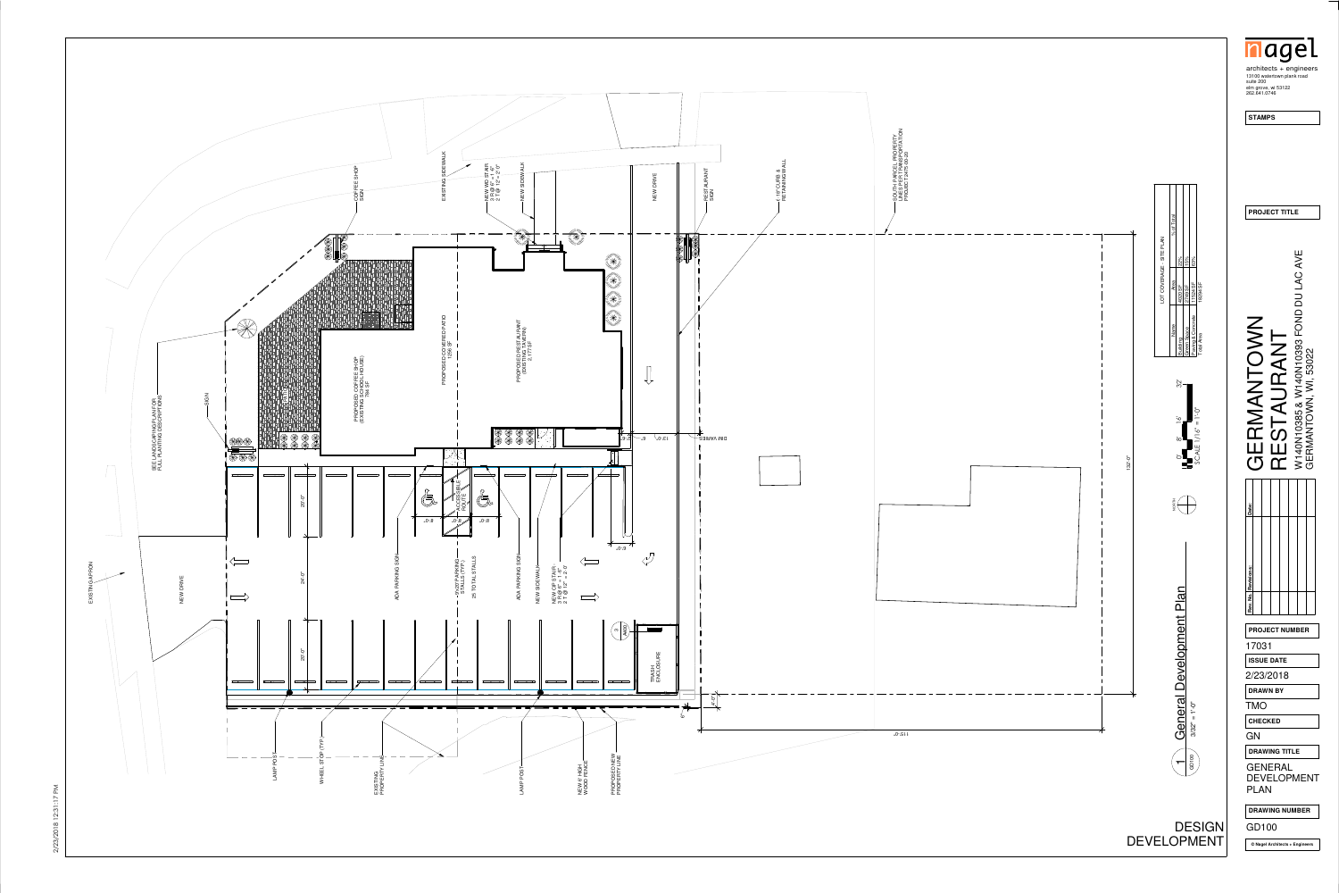# GERMANTOWN RESTAURANT

W140N10385 & W140N10393 FOND DU LAC AVE
GERMANTOWN, WI, 53022

**nagel**
architects + engineers
13100 watertown plank road
suite 200
elm grove, wi 53122
262.641.0746

STAMPS

PROJECT TITLE

| Rev. No. | Revisions: | Date: |
|---|---|---|
| | | |

PROJECT NUMBER
17031

ISSUE DATE
2/23/2018

DRAWN BY
TMO

CHECKED
GN

DRAWING TITLE
GENERAL DEVELOPMENT PLAN

DRAWING NUMBER
GD100

© Nagel Architects + Engineers

DESIGN DEVELOPMENT

## 1 General Development Plan
GD100
3/32" = 1'-0"

SCALE: 1/16" = 1'-0"
0' 8' 16' 32'

NORTH

| LOT COVERAGE - SITE PLAN | | |
|---|---|---|
| Name | Area | % of Total |
| Building | 4020 SF | 22% |
| Green Space | 2662 SF | 15% |
| Paving & Concrete | 11524 SF | 63% |
| Total Area | 18206 SF | |

PROPOSED COFFEE SHOP (EXISTING SCHOOL HOUSE) 784 SF

PROPOSED COVERED PATIO 1236 SF

PROPOSED RESTAURANT (EXISTING TAVERN) 2,177 SF

COFFEE SHOP SIGN

EXISTING SIDEWALK

NEW WD STAIR: 3 R @ 6" = 1'-6" 2 T @ 12" = 2'-0"

NEW SIDEWALK

NEW DRIVE

RESTAURANT SIGN

18" CURB & RETAINING WALL

SOUTH PARCEL PROPERTY LINE PER TRANSPORTATION PROJECT 2475-00-20

SEE LANDSCAPING PLAN FOR FULL PLANTING DESCRIPTIONS

SIGN

EXISTING APRON

NEW DRIVE

ADA PARKING SIGN

ACCESSIBLE ROUTE

9'x20' PARKING STALLS (TYP.) 25 TOTAL STALLS

ADA PARKING SIGN

NEW SIDEWALK

NEW CIP STAIR: 3 R @ 6" = 1'-6" 2 T @ 12" = 2'-0"

TRASH ENCLOSURE

LAMP POST

WHEEL STOP (TYP.)

EXISTING PROPERTY LINE

LAMP POST

NEW 6' HIGH WOOD FENCE

PROPOSED NEW PROPERTY LINE

DIM VARIES

20'-0" 24'-0" 20'-0" 8'-0" 8'-0" 8'-0" 13'-0" 6" 132'-0" 115'-0"